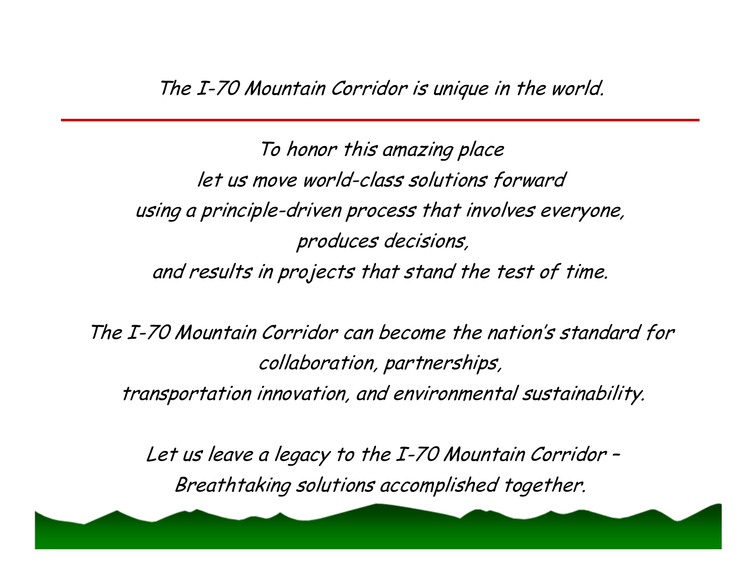*The I-70 Mountain Corridor is unique in the world.*

---

*To honor this amazing place*
*let us move world-class solutions forward*
*using a principle-driven process that involves everyone,*
*produces decisions,*
*and results in projects that stand the test of time.*

*The I-70 Mountain Corridor can become the nation's standard for*
*collaboration, partnerships,*
*transportation innovation, and environmental sustainability.*

*Let us leave a legacy to the I-70 Mountain Corridor –*
*Breathtaking solutions accomplished together.*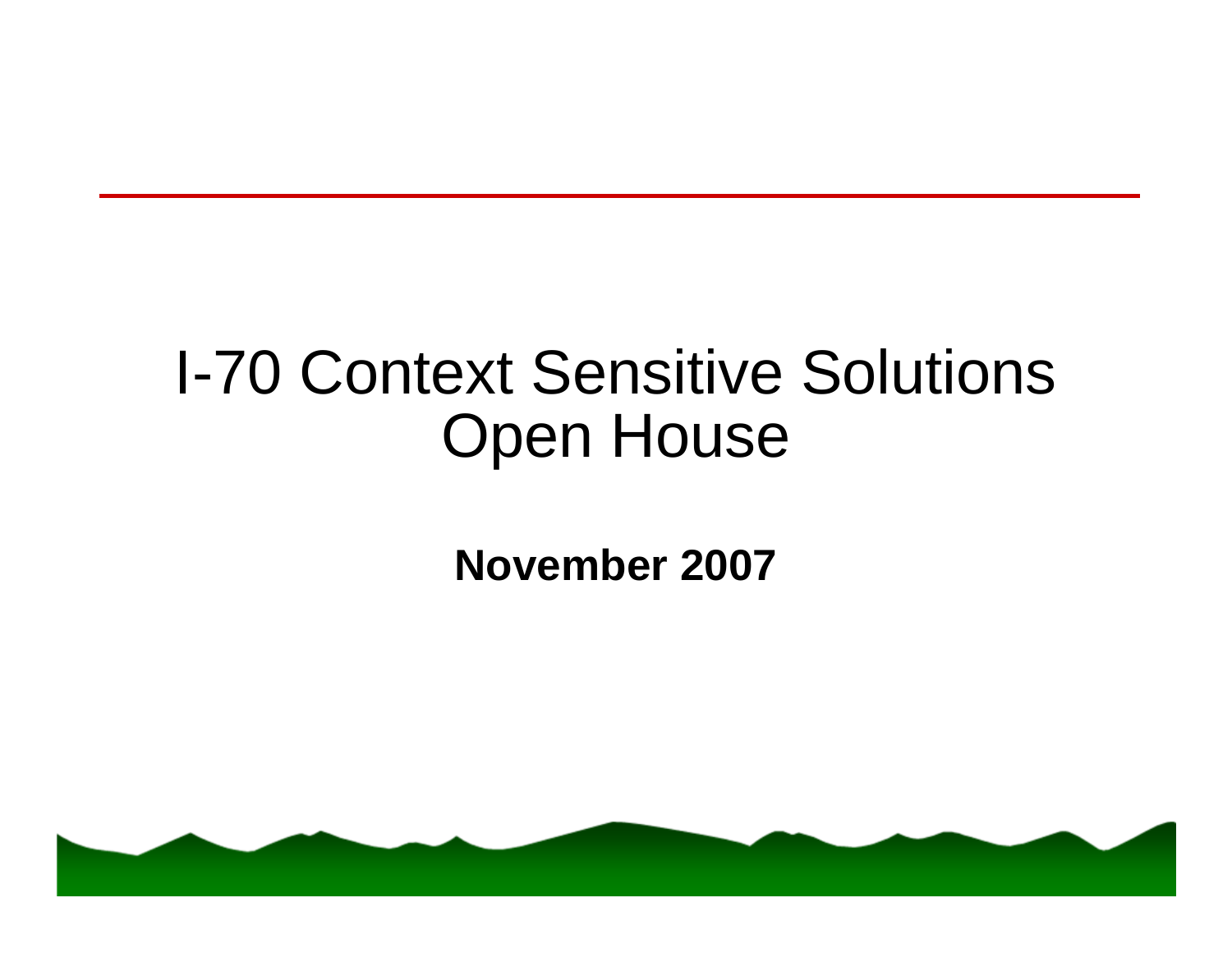# I-70 Context Sensitive Solutions Open House

**November 2007**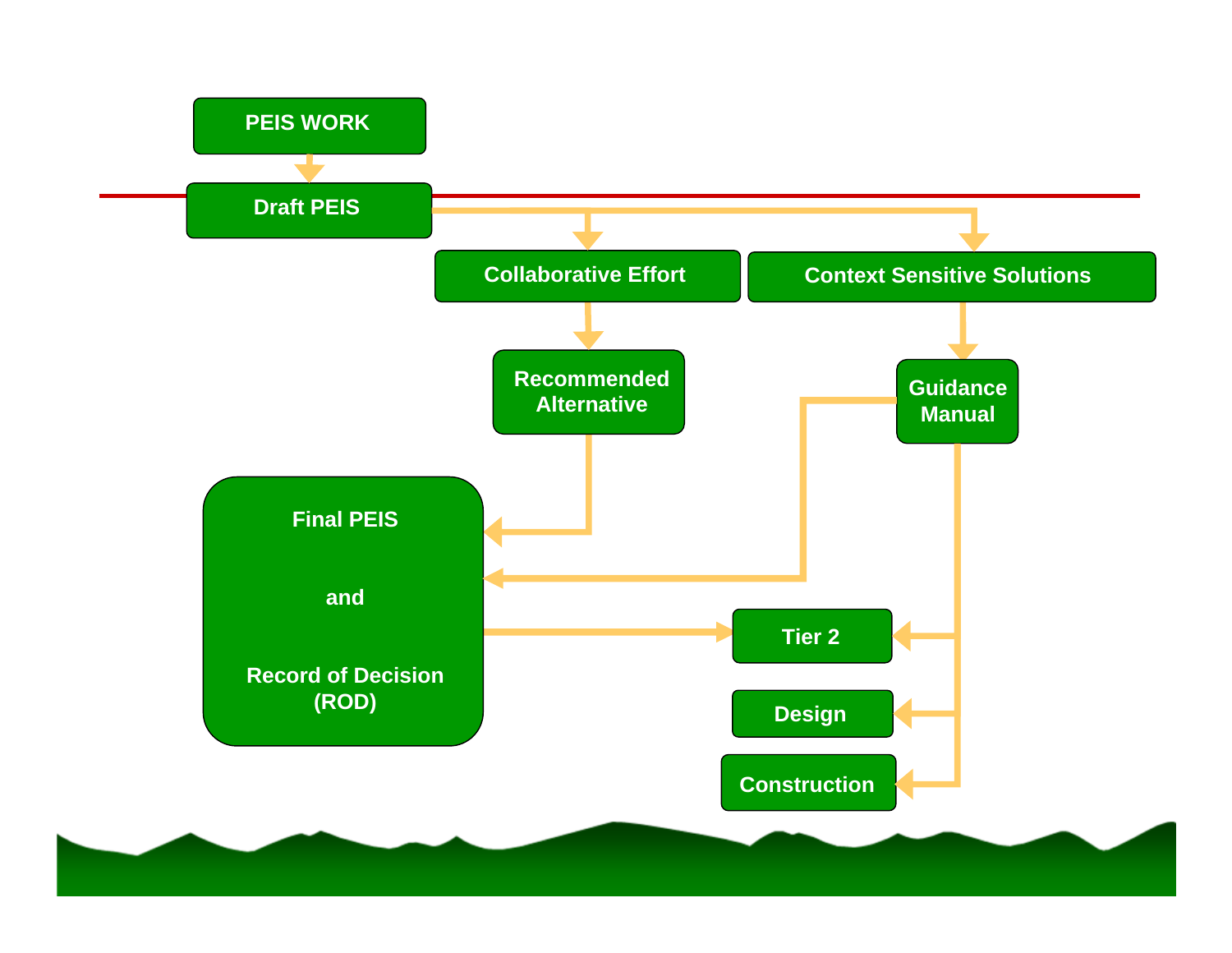PEIS WORK

Draft PEIS

Collaborative Effort

Context Sensitive Solutions

Recommended Alternative

Guidance Manual

Final PEIS

and

Record of Decision (ROD)

Tier 2

Design

Construction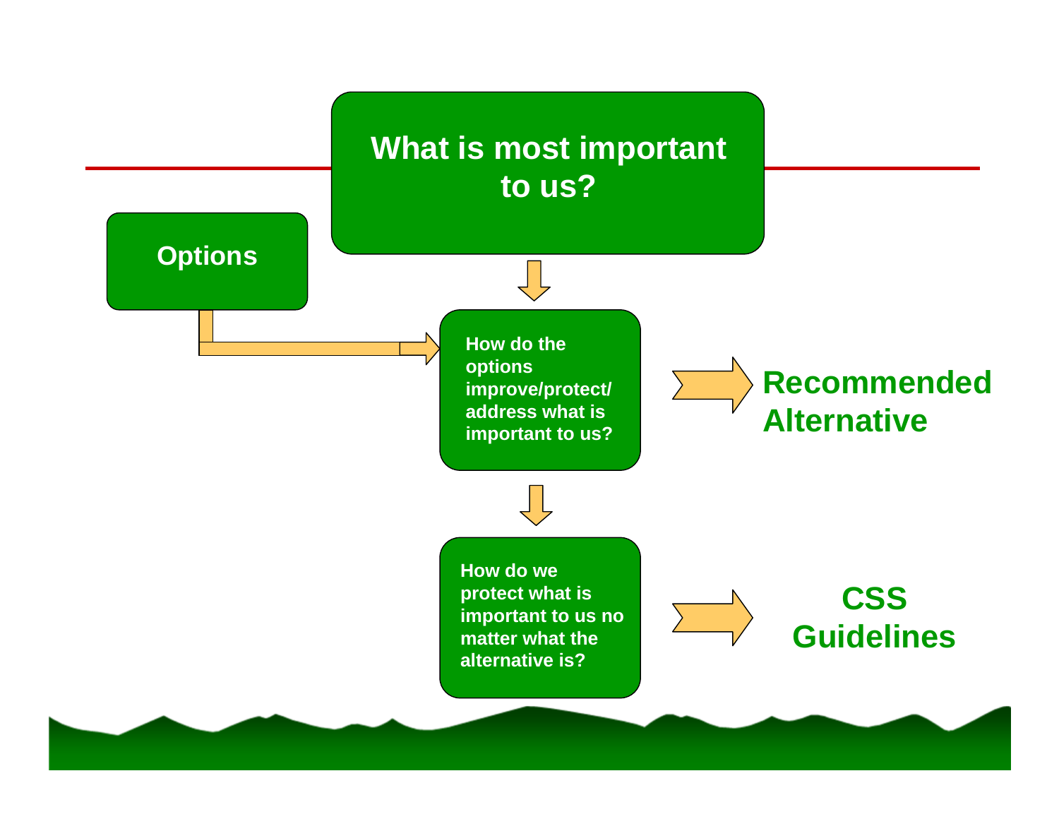# What is most important to us?

**Options**

**How do the options improve/protect/ address what is important to us?**

**Recommended Alternative**

**How do we protect what is important to us no matter what the alternative is?**

**CSS Guidelines**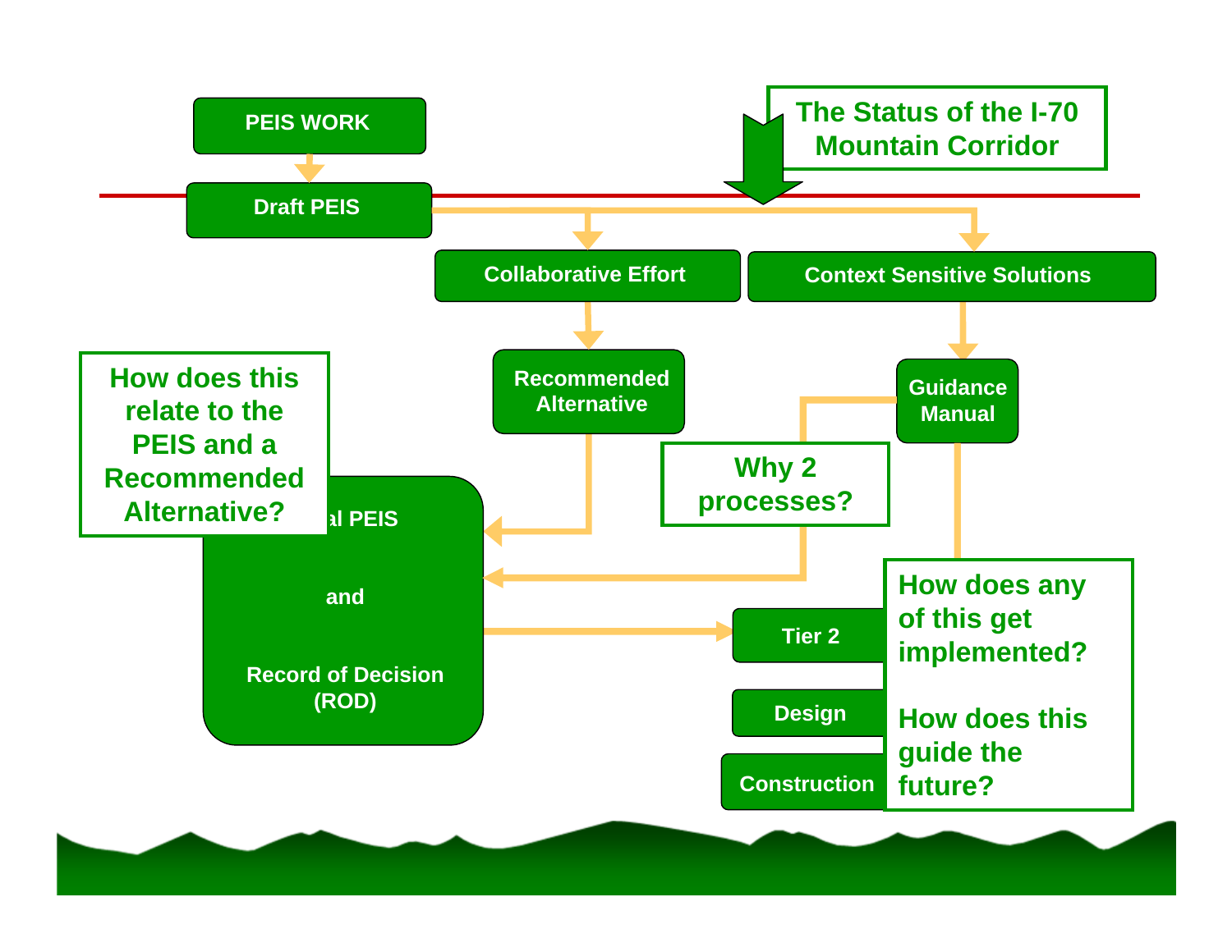# The Status of the I-70 Mountain Corridor

PEIS WORK

Draft PEIS

Collaborative Effort

Context Sensitive Solutions

Recommended Alternative

Guidance Manual

How does this relate to the PEIS and a Recommended Alternative?

Why 2 processes?

al PEIS

and

Record of Decision (ROD)

Tier 2

Design

Construction

How does any of this get implemented?

How does this guide the future?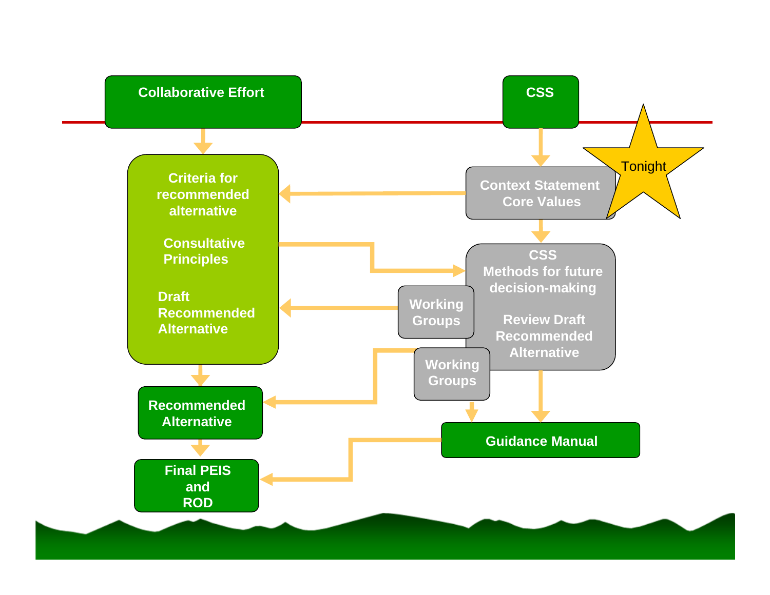Collaborative Effort

CSS

Tonight

Context Statement
Core Values

Criteria for recommended alternative

Consultative Principles

Draft Recommended Alternative

CSS
Methods for future decision-making

Review Draft Recommended Alternative

Working Groups

Working Groups

Recommended Alternative

Guidance Manual

Final PEIS and ROD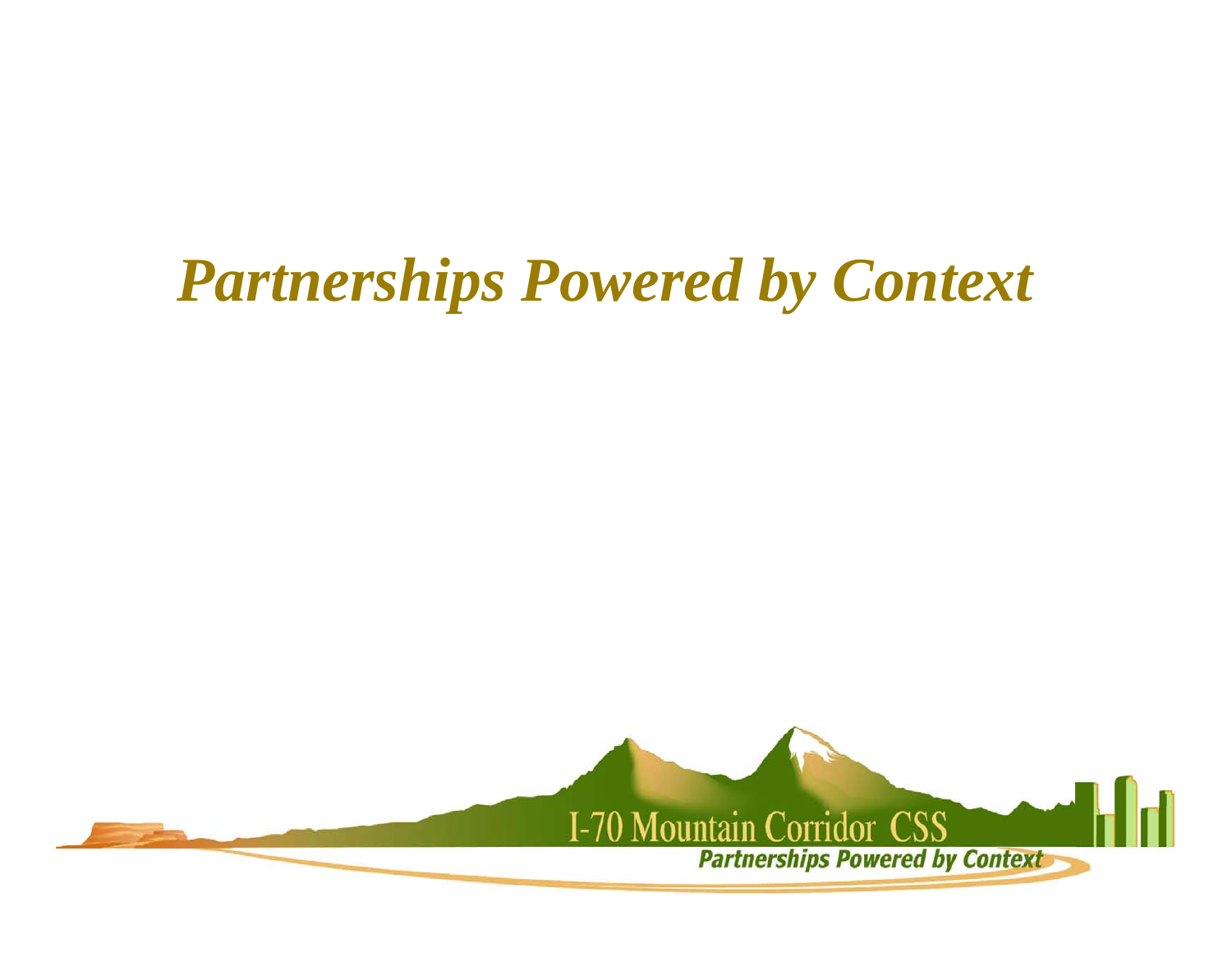# *Partnerships Powered by Context*

I-70 Mountain Corridor CSS

*Partnerships Powered by Context*